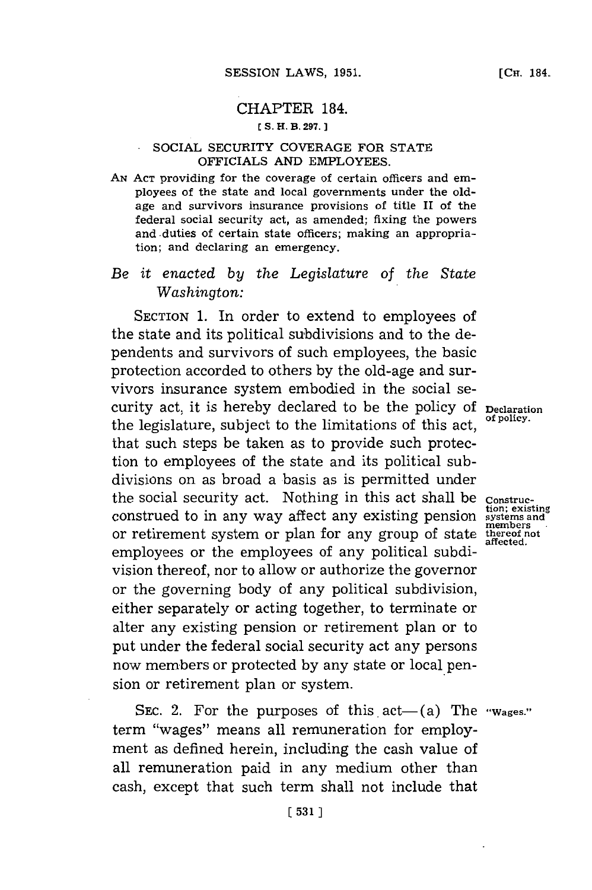# CHAPTER 184.

[ S. H. B. 297. ]

## SOCIAL SECURITY COVERAGE FOR STATE OFFICIALS AND EMPLOYEES.

AN ACT providing for the coverage of certain officers and employees of the state and local governments under the old-age and survivors insurance provisions of title II of the federal social security act, as amended; fixing the powers and duties of certain state officers; making an appropriation; and declaring an emergency.

*Be it enacted by the Legislature of the State Washington:*

SECTION 1. In order to extend to employees of the state and its political subdivisions and to the dependents and survivors of such employees, the basic protection accorded to others by the old-age and survivors insurance system embodied in the social security act, it is hereby declared to be the policy of the legislature, subject to the limitations of this act, that such steps be taken as to provide such protection to employees of the state and its political subdivisions on as broad a basis as is permitted under the social security act. Nothing in this act shall be construed to in any way affect any existing pension or retirement system or plan for any group of state employees or the employees of any political subdivision thereof, nor to allow or authorize the governor or the governing body of any political subdivision, either separately or acting together, to terminate or alter any existing pension or retirement plan or to put under the federal social security act any persons now members or protected by any state or local pension or retirement plan or system.

Declaration of policy.

Construction; existing systems and members thereof not affected.

SEC. 2. For the purposes of this act—(a) The term "wages" means all remuneration for employment as defined herein, including the cash value of all remuneration paid in any medium other than cash, except that such term shall not include that

"Wages."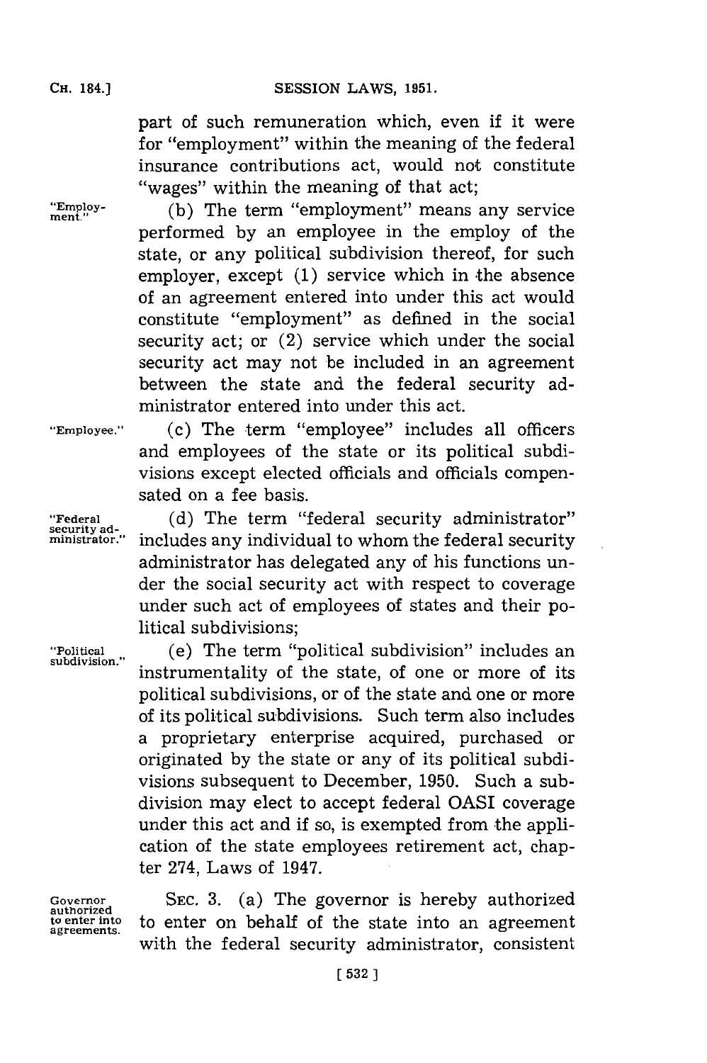part of such remuneration which, even if it were for "employment" within the meaning of the federal insurance contributions act, would not constitute "wages" within the meaning of that act;

"Employment." (b) The term "employment" means any service performed by an employee in the employ of the state, or any political subdivision thereof, for such employer, except (1) service which in the absence of an agreement entered into under this act would constitute "employment" as defined in the social security act; or (2) service which under the social security act may not be included in an agreement between the state and the federal security administrator entered into under this act.

"Employee." (c) The term "employee" includes all officers and employees of the state or its political subdivisions except elected officials and officials compensated on a fee basis.

"Federal security administrator." (d) The term "federal security administrator" includes any individual to whom the federal security administrator has delegated any of his functions under the social security act with respect to coverage under such act of employees of states and their political subdivisions;

"Political subdivision." (e) The term "political subdivision" includes an instrumentality of the state, of one or more of its political subdivisions, or of the state and one or more of its political subdivisions. Such term also includes a proprietary enterprise acquired, purchased or originated by the state or any of its political subdivisions subsequent to December, 1950. Such a subdivision may elect to accept federal OASI coverage under this act and if so, is exempted from the application of the state employees retirement act, chapter 274, Laws of 1947.

Governor authorized to enter into agreements. SEC. 3. (a) The governor is hereby authorized to enter on behalf of the state into an agreement with the federal security administrator, consistent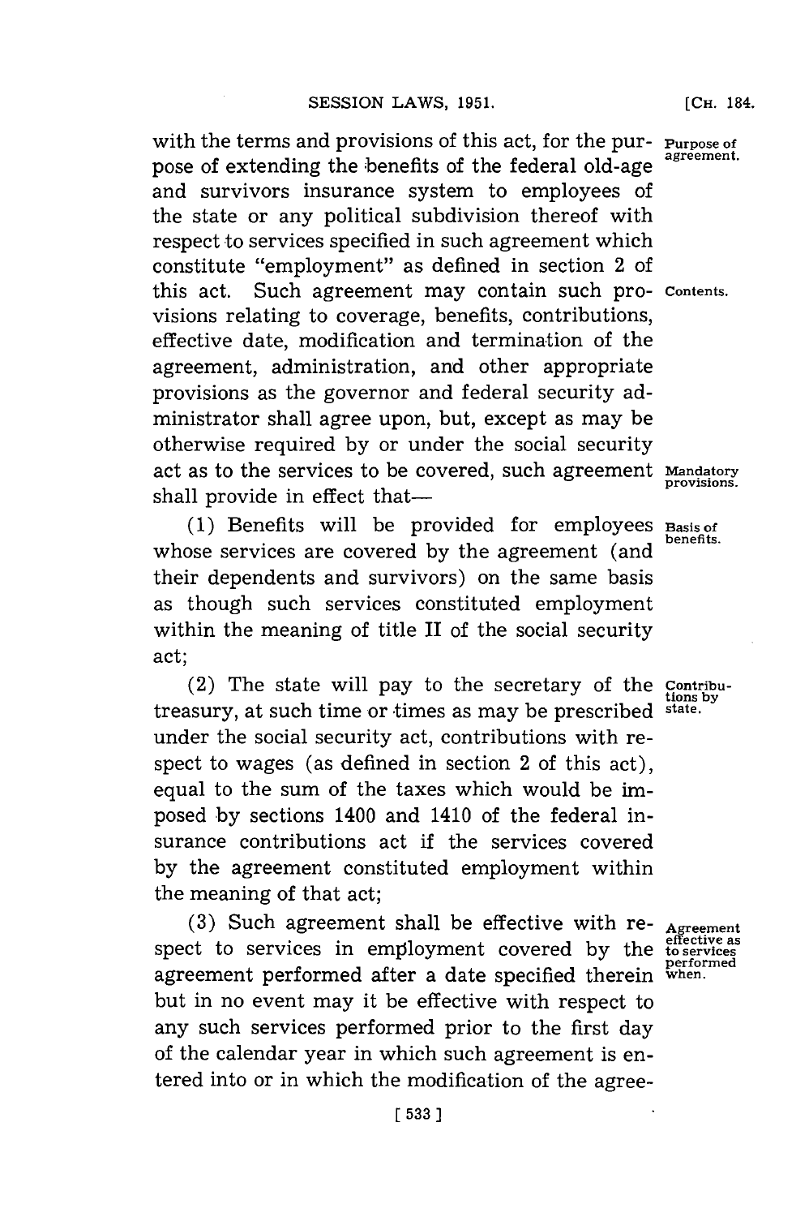with the terms and provisions of this act, for the purpose of extending the benefits of the federal old-age and survivors insurance system to employees of the state or any political subdivision thereof with respect to services specified in such agreement which constitute "employment" as defined in section 2 of this act. Such agreement may contain such provisions relating to coverage, benefits, contributions, effective date, modification and termination of the agreement, administration, and other appropriate provisions as the governor and federal security administrator shall agree upon, but, except as may be otherwise required by or under the social security act as to the services to be covered, such agreement shall provide in effect that—

*Purpose of agreement.*

*Contents.*

*Mandatory provisions.*

(1) Benefits will be provided for employees whose services are covered by the agreement (and their dependents and survivors) on the same basis as though such services constituted employment within the meaning of title II of the social security act;

*Basis of benefits.*

(2) The state will pay to the secretary of the treasury, at such time or times as may be prescribed under the social security act, contributions with respect to wages (as defined in section 2 of this act), equal to the sum of the taxes which would be imposed by sections 1400 and 1410 of the federal insurance contributions act if the services covered by the agreement constituted employment within the meaning of that act;

*Contributions by state.*

(3) Such agreement shall be effective with respect to services in employment covered by the agreement performed after a date specified therein but in no event may it be effective with respect to any such services performed prior to the first day of the calendar year in which such agreement is entered into or in which the modification of the agree-

*Agreement effective as to services performed when.*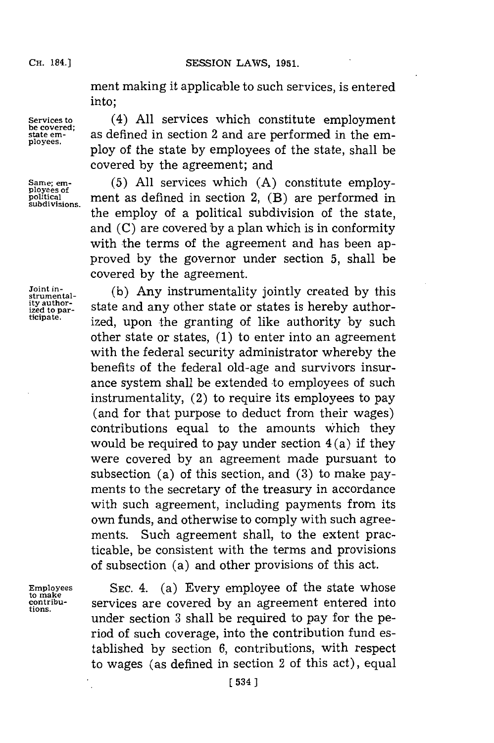ment making it applicable to such services, is entered into;

**Services to be covered; state employees.** (4) All services which constitute employment as defined in section 2 and are performed in the employ of the state by employees of the state, shall be covered by the agreement; and

**Same; employees of political subdivisions.** (5) All services which (A) constitute employment as defined in section 2, (B) are performed in the employ of a political subdivision of the state, and (C) are covered by a plan which is in conformity with the terms of the agreement and has been approved by the governor under section 5, shall be covered by the agreement.

**Joint instrumentality authorized to participate.** (b) Any instrumentality jointly created by this state and any other state or states is hereby authorized, upon the granting of like authority by such other state or states, (1) to enter into an agreement with the federal security administrator whereby the benefits of the federal old-age and survivors insurance system shall be extended to employees of such instrumentality, (2) to require its employees to pay (and for that purpose to deduct from their wages) contributions equal to the amounts which they would be required to pay under section 4(a) if they were covered by an agreement made pursuant to subsection (a) of this section, and (3) to make payments to the secretary of the treasury in accordance with such agreement, including payments from its own funds, and otherwise to comply with such agreements. Such agreement shall, to the extent practicable, be consistent with the terms and provisions of subsection (a) and other provisions of this act.

**Employees to make contributions.** SEC. 4. (a) Every employee of the state whose services are covered by an agreement entered into under section 3 shall be required to pay for the period of such coverage, into the contribution fund established by section 6, contributions, with respect to wages (as defined in section 2 of this act), equal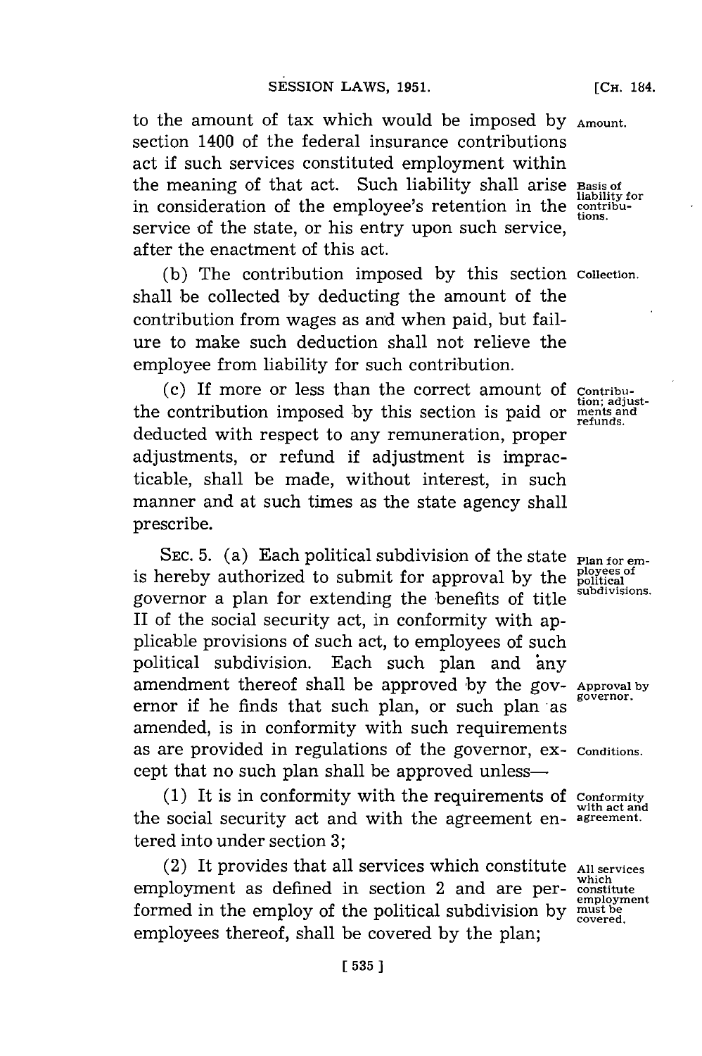to the amount of tax which would be imposed by section 1400 of the federal insurance contributions act if such services constituted employment within the meaning of that act. Such liability shall arise in consideration of the employee's retention in the service of the state, or his entry upon such service, after the enactment of this act.

Amount.

Basis of liability for contributions.

(b) The contribution imposed by this section shall be collected by deducting the amount of the contribution from wages as and when paid, but failure to make such deduction shall not relieve the employee from liability for such contribution.

Collection.

(c) If more or less than the correct amount of the contribution imposed by this section is paid or deducted with respect to any remuneration, proper adjustments, or refund if adjustment is impracticable, shall be made, without interest, in such manner and at such times as the state agency shall prescribe.

Contribution; adjustments and refunds.

SEC. 5. (a) Each political subdivision of the state is hereby authorized to submit for approval by the governor a plan for extending the benefits of title II of the social security act, in conformity with applicable provisions of such act, to employees of such political subdivision. Each such plan and any amendment thereof shall be approved by the governor if he finds that such plan, or such plan as amended, is in conformity with such requirements as are provided in regulations of the governor, except that no such plan shall be approved unless—

Plan for employees of political subdivisions.

Approval by governor.

Conditions.

(1) It is in conformity with the requirements of the social security act and with the agreement entered into under section 3;

Conformity with act and agreement.

(2) It provides that all services which constitute employment as defined in section 2 and are performed in the employ of the political subdivision by employees thereof, shall be covered by the plan;

All services which constitute employment must be covered.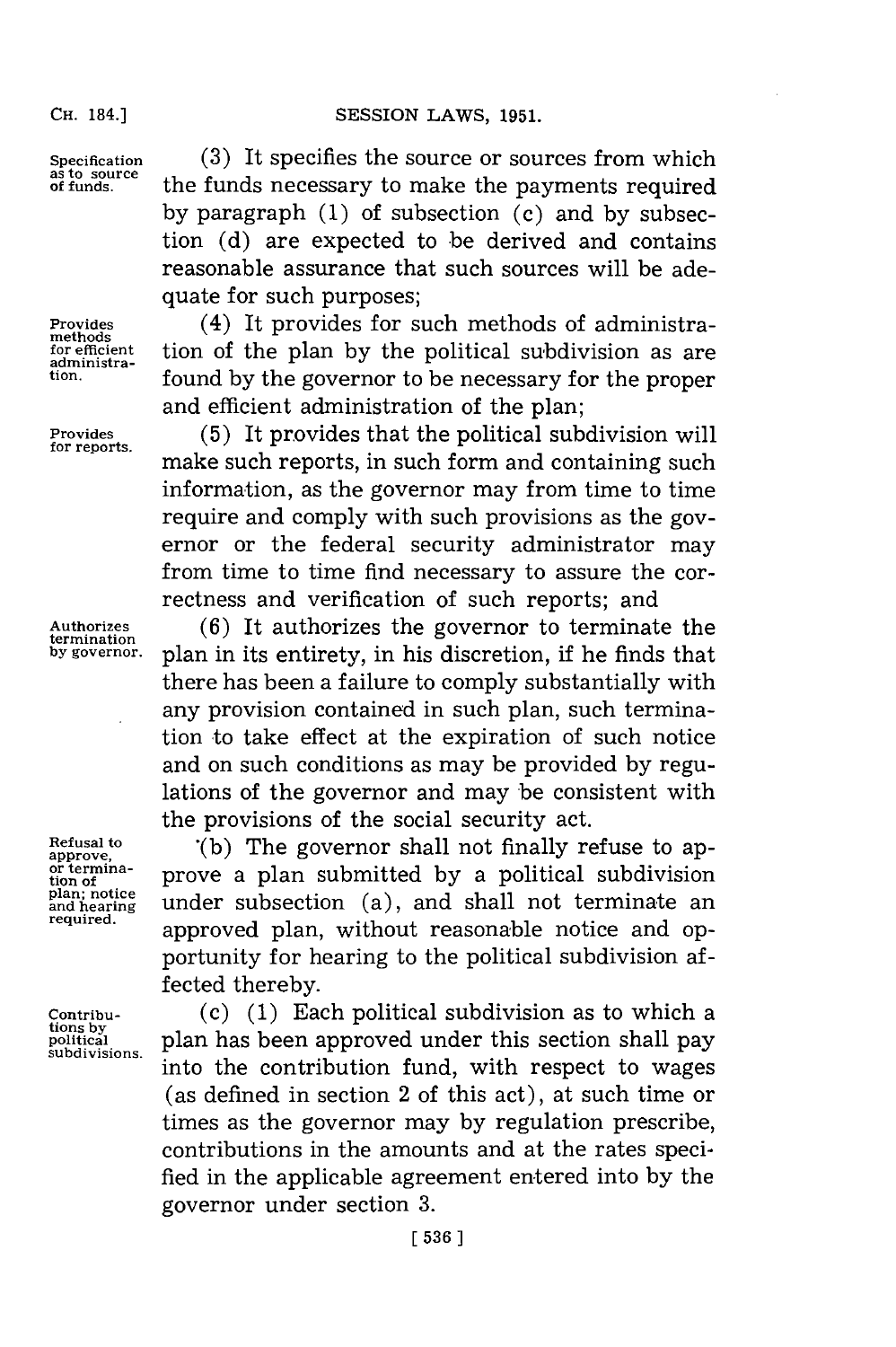(3) It specifies the source or sources from which the funds necessary to make the payments required by paragraph (1) of subsection (c) and by subsection (d) are expected to be derived and contains reasonable assurance that such sources will be adequate for such purposes;

(4) It provides for such methods of administration of the plan by the political subdivision as are found by the governor to be necessary for the proper and efficient administration of the plan;

(5) It provides that the political subdivision will make such reports, in such form and containing such information, as the governor may from time to time require and comply with such provisions as the governor or the federal security administrator may from time to time find necessary to assure the correctness and verification of such reports; and

(6) It authorizes the governor to terminate the plan in its entirety, in his discretion, if he finds that there has been a failure to comply substantially with any provision contained in such plan, such termination to take effect at the expiration of such notice and on such conditions as may be provided by regulations of the governor and may be consistent with the provisions of the social security act.

(b) The governor shall not finally refuse to approve a plan submitted by a political subdivision under subsection (a), and shall not terminate an approved plan, without reasonable notice and opportunity for hearing to the political subdivision affected thereby.

(c) (1) Each political subdivision as to which a plan has been approved under this section shall pay into the contribution fund, with respect to wages (as defined in section 2 of this act), at such time or times as the governor may by regulation prescribe, contributions in the amounts and at the rates specified in the applicable agreement entered into by the governor under section 3.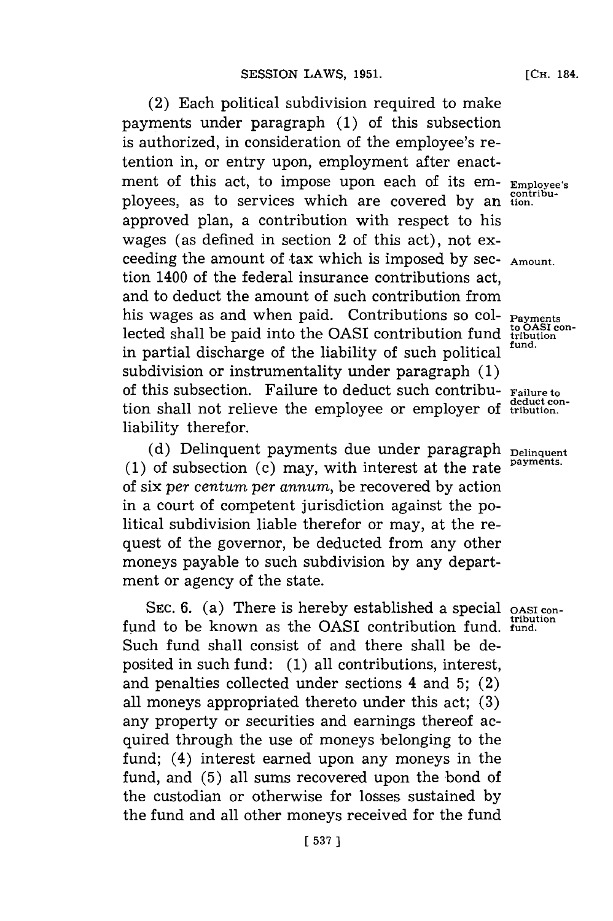(2) Each political subdivision required to make payments under paragraph (1) of this subsection is authorized, in consideration of the employee's retention in, or entry upon, employment after enactment of this act, to impose upon each of its employees, as to services which are covered by an approved plan, a contribution with respect to his wages (as defined in section 2 of this act), not exceeding the amount of tax which is imposed by section 1400 of the federal insurance contributions act, and to deduct the amount of such contribution from his wages as and when paid. Contributions so collected shall be paid into the OASI contribution fund in partial discharge of the liability of such political subdivision or instrumentality under paragraph (1) of this subsection. Failure to deduct such contribution shall not relieve the employee or employer of liability therefor.

*Employee's contribution.*

*Amount.*

*Payments to OASI contribution fund.*

*Failure to deduct contribution.*

(d) Delinquent payments due under paragraph (1) of subsection (c) may, with interest at the rate of six *per centum per annum*, be recovered by action in a court of competent jurisdiction against the political subdivision liable therefor or may, at the request of the governor, be deducted from any other moneys payable to such subdivision by any department or agency of the state.

*Delinquent payments.*

SEC. 6. (a) There is hereby established a special fund to be known as the OASI contribution fund. Such fund shall consist of and there shall be deposited in such fund: (1) all contributions, interest, and penalties collected under sections 4 and 5; (2) all moneys appropriated thereto under this act; (3) any property or securities and earnings thereof acquired through the use of moneys belonging to the fund; (4) interest earned upon any moneys in the fund, and (5) all sums recovered upon the bond of the custodian or otherwise for losses sustained by the fund and all other moneys received for the fund

*OASI contribution fund.*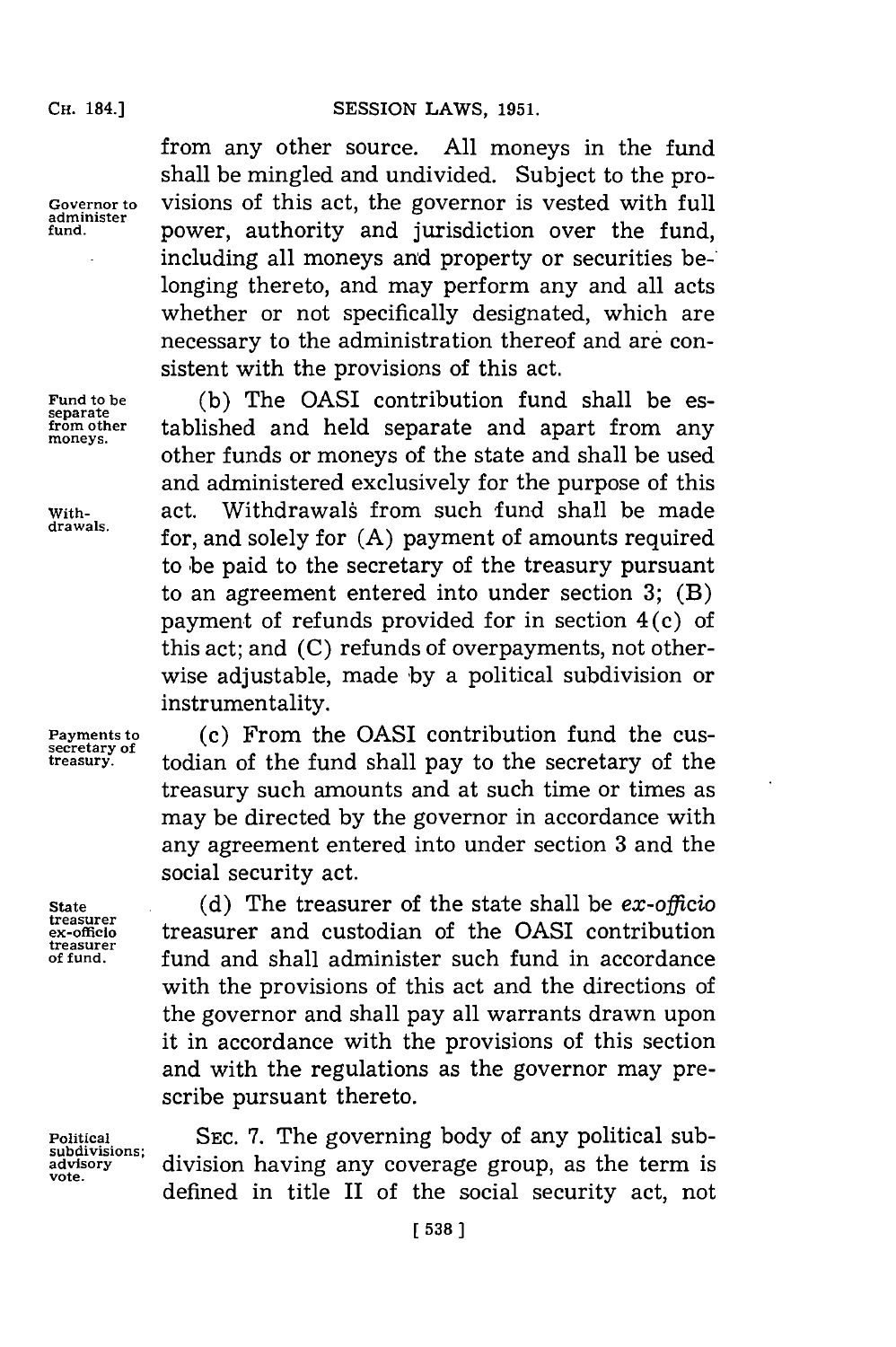from any other source. All moneys in the fund shall be mingled and undivided. Subject to the provisions of this act, the governor is vested with full power, authority and jurisdiction over the fund, including all moneys and property or securities belonging thereto, and may perform any and all acts whether or not specifically designated, which are necessary to the administration thereof and are consistent with the provisions of this act.

Governor to administer fund.

(b) The OASI contribution fund shall be established and held separate and apart from any other funds or moneys of the state and shall be used and administered exclusively for the purpose of this act. Withdrawals from such fund shall be made for, and solely for (A) payment of amounts required to be paid to the secretary of the treasury pursuant to an agreement entered into under section 3; (B) payment of refunds provided for in section 4(c) of this act; and (C) refunds of overpayments, not otherwise adjustable, made by a political subdivision or instrumentality.

Fund to be separate from other moneys.

Withdrawals.

(c) From the OASI contribution fund the custodian of the fund shall pay to the secretary of the treasury such amounts and at such time or times as may be directed by the governor in accordance with any agreement entered into under section 3 and the social security act.

Payments to secretary of treasury.

(d) The treasurer of the state shall be *ex-officio* treasurer and custodian of the OASI contribution fund and shall administer such fund in accordance with the provisions of this act and the directions of the governor and shall pay all warrants drawn upon it in accordance with the provisions of this section and with the regulations as the governor may prescribe pursuant thereto.

State treasurer ex-officio treasurer of fund.

SEC. 7. The governing body of any political subdivision having any coverage group, as the term is defined in title II of the social security act, not

Political subdivisions; advisory vote.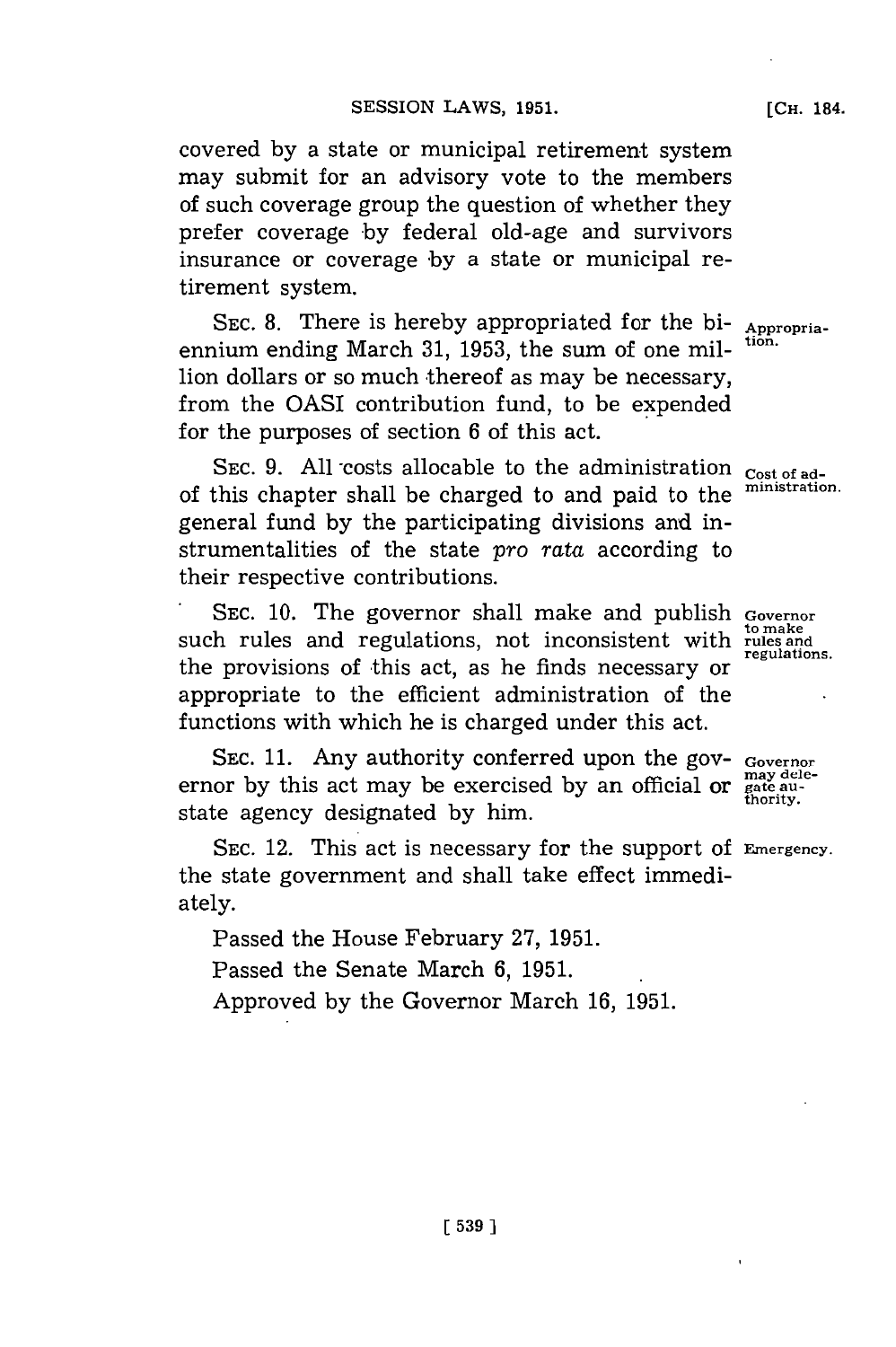covered by a state or municipal retirement system may submit for an advisory vote to the members of such coverage group the question of whether they prefer coverage by federal old-age and survivors insurance or coverage by a state or municipal retirement system.

SEC. 8. There is hereby appropriated for the biennium ending March 31, 1953, the sum of one million dollars or so much thereof as may be necessary, from the OASI contribution fund, to be expended for the purposes of section 6 of this act. Appropriation.

SEC. 9. All costs allocable to the administration of this chapter shall be charged to and paid to the general fund by the participating divisions and instrumentalities of the state *pro rata* according to their respective contributions. Cost of administration.

SEC. 10. The governor shall make and publish such rules and regulations, not inconsistent with the provisions of this act, as he finds necessary or appropriate to the efficient administration of the functions with which he is charged under this act. Governor to make rules and regulations.

SEC. 11. Any authority conferred upon the governor by this act may be exercised by an official or state agency designated by him. Governor may delegate authority.

SEC. 12. This act is necessary for the support of the state government and shall take effect immediately. Emergency.

Passed the House February 27, 1951.

Passed the Senate March 6, 1951.

Approved by the Governor March 16, 1951.